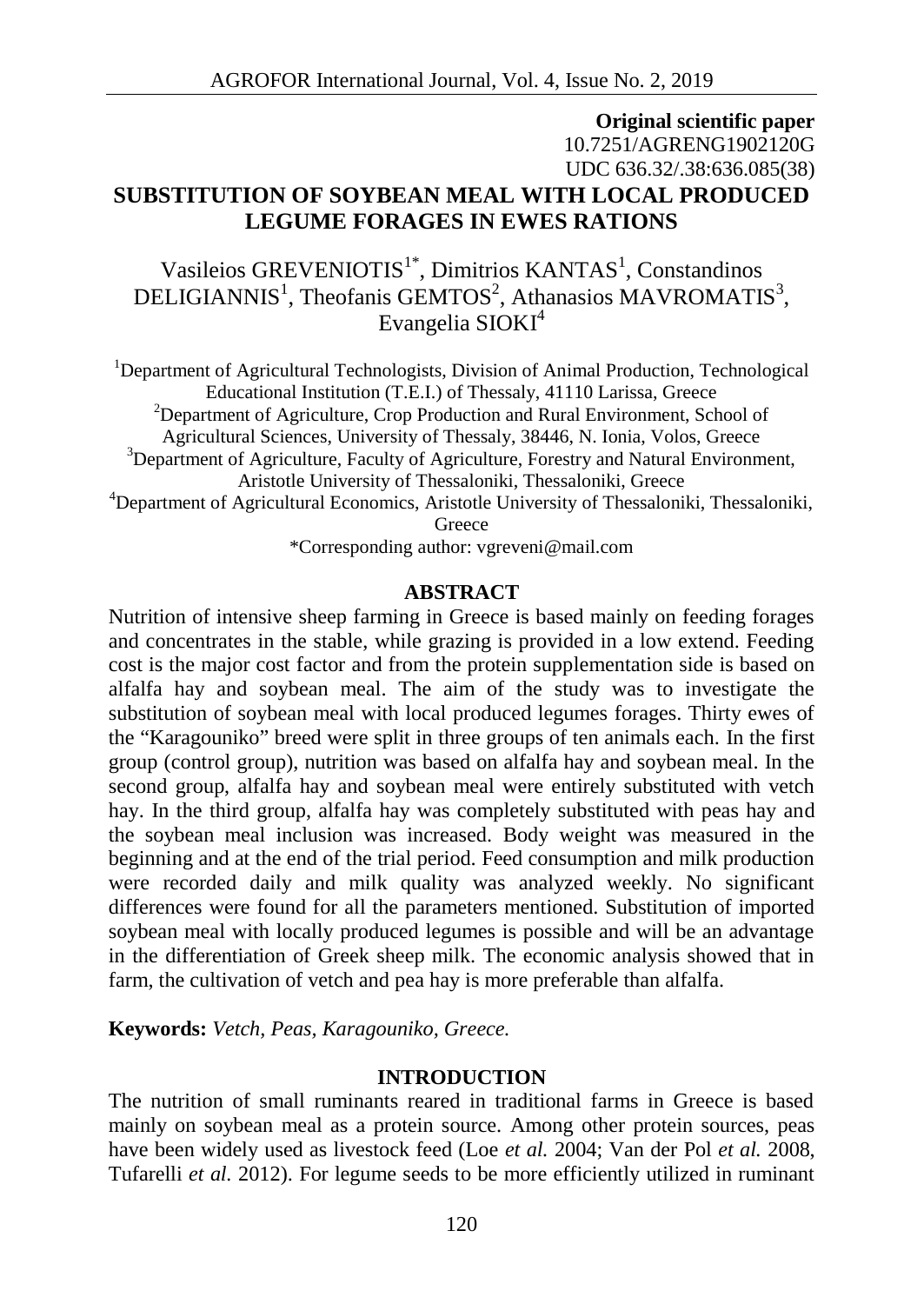**Original scientific paper**
10.7251/AGRENG1902120G
UDC 636.32/.38:636.085(38)

# SUBSTITUTION OF SOYBEAN MEAL WITH LOCAL PRODUCED LEGUME FORAGES IN EWES RATIONS

Vasileios GREVENIOTIS[1*], Dimitrios KANTAS[1], Constandinos DELIGIANNIS[1], Theofanis GEMTOS[2], Athanasios MAVROMATIS[3], Evangelia SIOKI[4]

[1]Department of Agricultural Technologists, Division of Animal Production, Technological Educational Institution (T.E.I.) of Thessaly, 41110 Larissa, Greece
[2]Department of Agriculture, Crop Production and Rural Environment, School of Agricultural Sciences, University of Thessaly, 38446, N. Ionia, Volos, Greece
[3]Department of Agriculture, Faculty of Agriculture, Forestry and Natural Environment, Aristotle University of Thessaloniki, Thessaloniki, Greece
[4]Department of Agricultural Economics, Aristotle University of Thessaloniki, Thessaloniki, Greece
*Corresponding author: vgreveni@mail.com

## ABSTRACT

Nutrition of intensive sheep farming in Greece is based mainly on feeding forages and concentrates in the stable, while grazing is provided in a low extend. Feeding cost is the major cost factor and from the protein supplementation side is based on alfalfa hay and soybean meal. The aim of the study was to investigate the substitution of soybean meal with local produced legumes forages. Thirty ewes of the "Karagouniko" breed were split in three groups of ten animals each. In the first group (control group), nutrition was based on alfalfa hay and soybean meal. In the second group, alfalfa hay and soybean meal were entirely substituted with vetch hay. In the third group, alfalfa hay was completely substituted with peas hay and the soybean meal inclusion was increased. Body weight was measured in the beginning and at the end of the trial period. Feed consumption and milk production were recorded daily and milk quality was analyzed weekly. No significant differences were found for all the parameters mentioned. Substitution of imported soybean meal with locally produced legumes is possible and will be an advantage in the differentiation of Greek sheep milk. The economic analysis showed that in farm, the cultivation of vetch and pea hay is more preferable than alfalfa.

**Keywords:** *Vetch, Peas, Karagouniko, Greece.*

## INTRODUCTION

The nutrition of small ruminants reared in traditional farms in Greece is based mainly on soybean meal as a protein source. Among other protein sources, peas have been widely used as livestock feed (Loe *et al.* 2004; Van der Pol *et al.* 2008, Tufarelli *et al.* 2012). For legume seeds to be more efficiently utilized in ruminant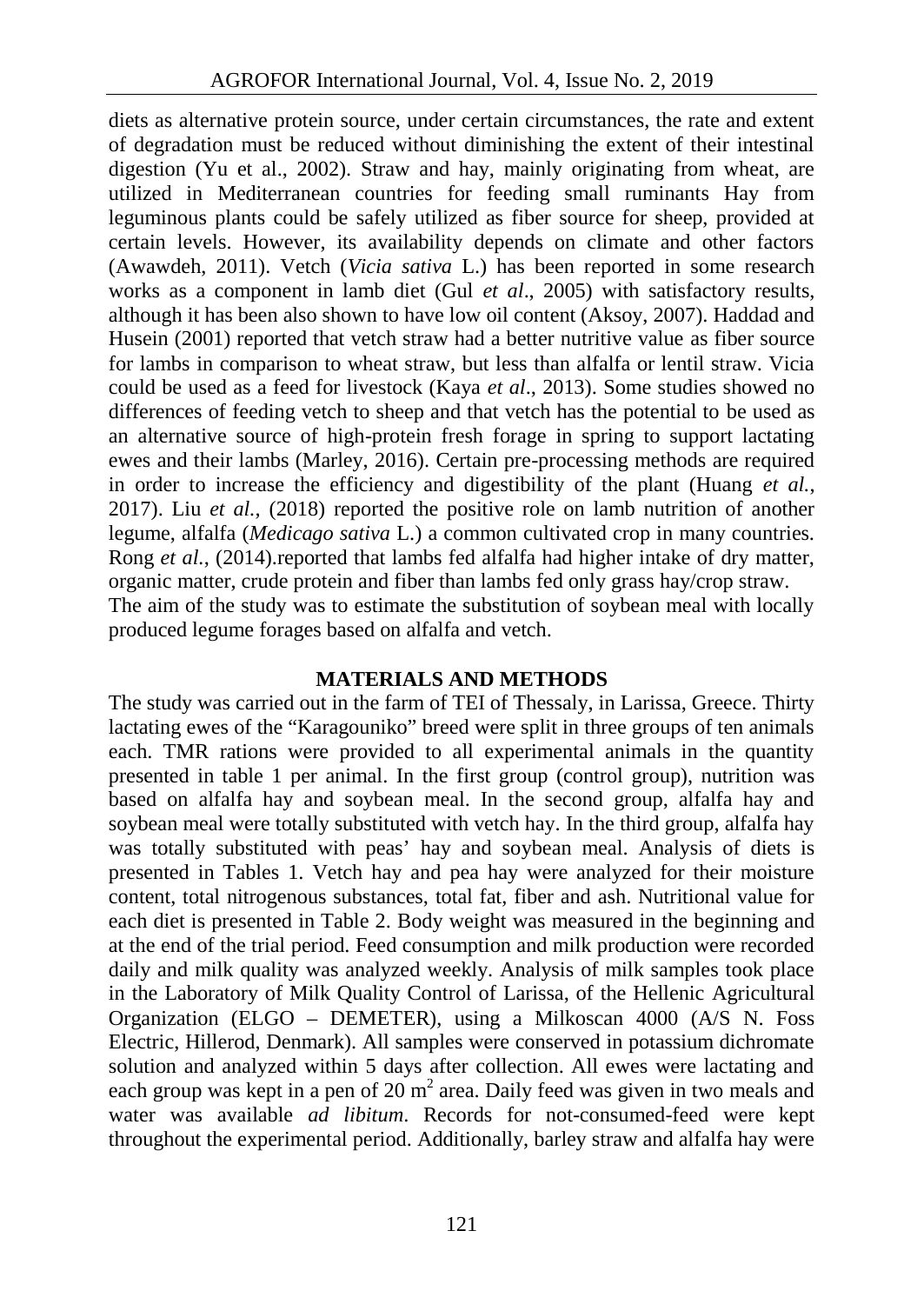diets as alternative protein source, under certain circumstances, the rate and extent of degradation must be reduced without diminishing the extent of their intestinal digestion (Yu et al., 2002). Straw and hay, mainly originating from wheat, are utilized in Mediterranean countries for feeding small ruminants Hay from leguminous plants could be safely utilized as fiber source for sheep, provided at certain levels. However, its availability depends on climate and other factors (Awawdeh, 2011). Vetch (*Vicia sativa* L.) has been reported in some research works as a component in lamb diet (Gul *et al*., 2005) with satisfactory results, although it has been also shown to have low oil content (Aksoy, 2007). Haddad and Husein (2001) reported that vetch straw had a better nutritive value as fiber source for lambs in comparison to wheat straw, but less than alfalfa or lentil straw. Vicia could be used as a feed for livestock (Kaya *et al*., 2013). Some studies showed no differences of feeding vetch to sheep and that vetch has the potential to be used as an alternative source of high-protein fresh forage in spring to support lactating ewes and their lambs (Marley, 2016). Certain pre-processing methods are required in order to increase the efficiency and digestibility of the plant (Huang *et al.*, 2017). Liu *et al.*, (2018) reported the positive role on lamb nutrition of another legume, alfalfa (*Medicago sativa* L.) a common cultivated crop in many countries. Rong *et al.*, (2014).reported that lambs fed alfalfa had higher intake of dry matter, organic matter, crude protein and fiber than lambs fed only grass hay/crop straw.
The aim of the study was to estimate the substitution of soybean meal with locally produced legume forages based on alfalfa and vetch.

## MATERIALS AND METHODS

The study was carried out in the farm of TEI of Thessaly, in Larissa, Greece. Thirty lactating ewes of the "Karagouniko" breed were split in three groups of ten animals each. TMR rations were provided to all experimental animals in the quantity presented in table 1 per animal. In the first group (control group), nutrition was based on alfalfa hay and soybean meal. In the second group, alfalfa hay and soybean meal were totally substituted with vetch hay. In the third group, alfalfa hay was totally substituted with peas' hay and soybean meal. Analysis of diets is presented in Tables 1. Vetch hay and pea hay were analyzed for their moisture content, total nitrogenous substances, total fat, fiber and ash. Nutritional value for each diet is presented in Table 2. Body weight was measured in the beginning and at the end of the trial period. Feed consumption and milk production were recorded daily and milk quality was analyzed weekly. Analysis of milk samples took place in the Laboratory of Milk Quality Control of Larissa, of the Hellenic Agricultural Organization (ELGO – DEMETER), using a Milkoscan 4000 (A/S N. Foss Electric, Hillerod, Denmark). All samples were conserved in potassium dichromate solution and analyzed within 5 days after collection. All ewes were lactating and each group was kept in a pen of 20 $m^2$ area. Daily feed was given in two meals and water was available *ad libitum*. Records for not-consumed-feed were kept throughout the experimental period. Additionally, barley straw and alfalfa hay were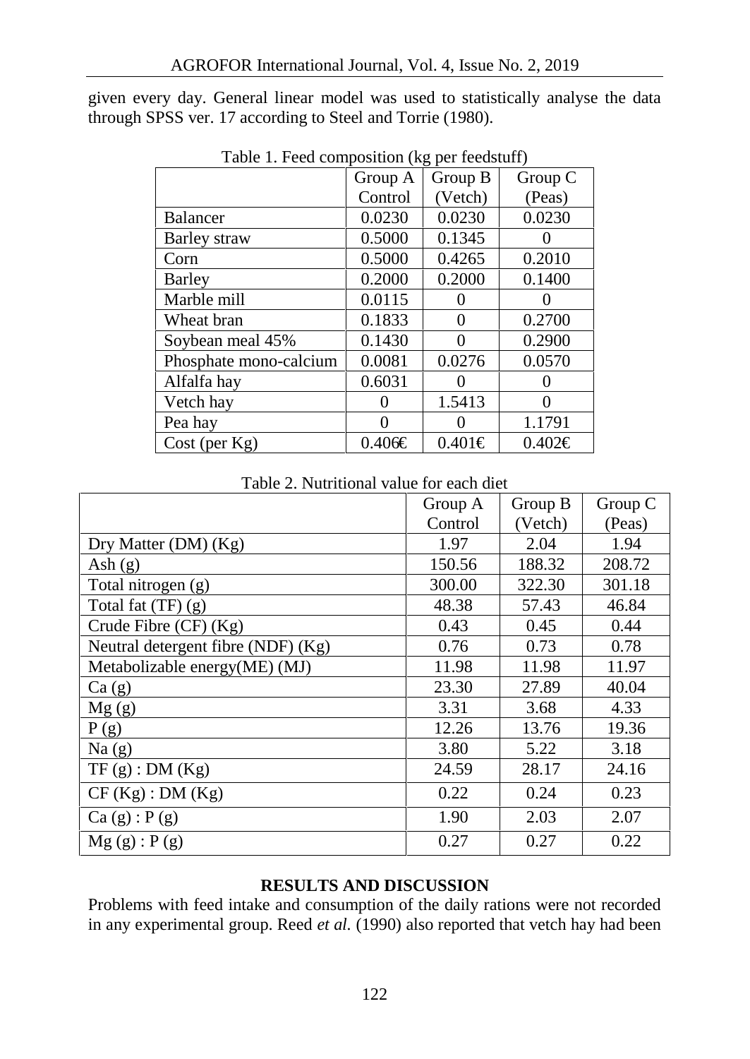given every day. General linear model was used to statistically analyse the data through SPSS ver. 17 according to Steel and Torrie (1980).

Table 1. Feed composition (kg per feedstuff)

| | Group A Control | Group B (Vetch) | Group C (Peas) |
|---|---|---|---|
| Balancer | 0.0230 | 0.0230 | 0.0230 |
| Barley straw | 0.5000 | 0.1345 | 0 |
| Corn | 0.5000 | 0.4265 | 0.2010 |
| Barley | 0.2000 | 0.2000 | 0.1400 |
| Marble mill | 0.0115 | 0 | 0 |
| Wheat bran | 0.1833 | 0 | 0.2700 |
| Soybean meal 45% | 0.1430 | 0 | 0.2900 |
| Phosphate mono-calcium | 0.0081 | 0.0276 | 0.0570 |
| Alfalfa hay | 0.6031 | 0 | 0 |
| Vetch hay | 0 | 1.5413 | 0 |
| Pea hay | 0 | 0 | 1.1791 |
| Cost (per Kg) | 0.406€ | 0.401€ | 0.402€ |

Table 2. Nutritional value for each diet

| | Group A Control | Group B (Vetch) | Group C (Peas) |
|---|---|---|---|
| Dry Matter (DM) (Kg) | 1.97 | 2.04 | 1.94 |
| Ash (g) | 150.56 | 188.32 | 208.72 |
| Total nitrogen (g) | 300.00 | 322.30 | 301.18 |
| Total fat (TF) (g) | 48.38 | 57.43 | 46.84 |
| Crude Fibre (CF) (Kg) | 0.43 | 0.45 | 0.44 |
| Neutral detergent fibre (NDF) (Kg) | 0.76 | 0.73 | 0.78 |
| Metabolizable energy(ME) (MJ) | 11.98 | 11.98 | 11.97 |
| Ca (g) | 23.30 | 27.89 | 40.04 |
| Mg (g) | 3.31 | 3.68 | 4.33 |
| P (g) | 12.26 | 13.76 | 19.36 |
| Na (g) | 3.80 | 5.22 | 3.18 |
| TF (g) : DM (Kg) | 24.59 | 28.17 | 24.16 |
| CF (Kg) : DM (Kg) | 0.22 | 0.24 | 0.23 |
| Ca (g) : P (g) | 1.90 | 2.03 | 2.07 |
| Mg (g) : P (g) | 0.27 | 0.27 | 0.22 |

## RESULTS AND DISCUSSION

Problems with feed intake and consumption of the daily rations were not recorded in any experimental group. Reed *et al.* (1990) also reported that vetch hay had been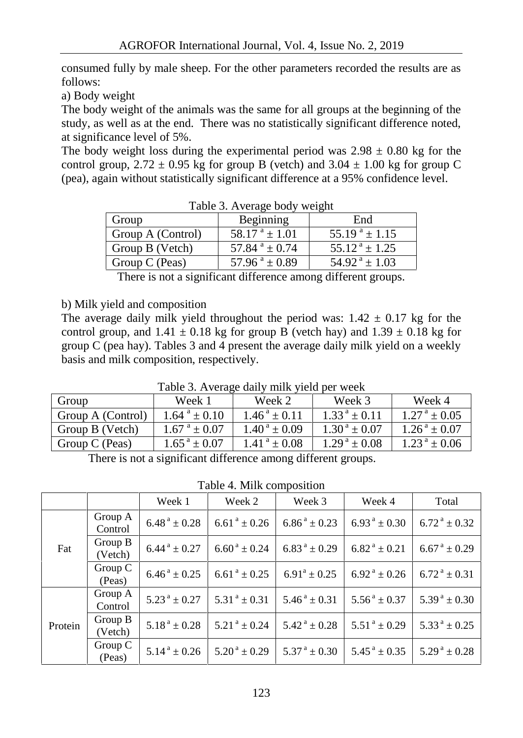consumed fully by male sheep. For the other parameters recorded the results are as follows:

a) Body weight

The body weight of the animals was the same for all groups at the beginning of the study, as well as at the end. There was no statistically significant difference noted, at significance level of 5%.

The body weight loss during the experimental period was 2.98 ± 0.80 kg for the control group, 2.72 ± 0.95 kg for group B (vetch) and 3.04 ± 1.00 kg for group C (pea), again without statistically significant difference at a 95% confidence level.

Table 3. Average body weight

| Group | Beginning | End |
|---|---|---|
| Group A (Control) | $58.17^{a} \pm 1.01$ | $55.19^{a} \pm 1.15$ |
| Group B (Vetch) | $57.84^{a} \pm 0.74$ | $55.12^{a} \pm 1.25$ |
| Group C (Peas) | $57.96^{a} \pm 0.89$ | $54.92^{a} \pm 1.03$ |

There is not a significant difference among different groups.

b) Milk yield and composition

The average daily milk yield throughout the period was: 1.42 ± 0.17 kg for the control group, and 1.41 ± 0.18 kg for group B (vetch hay) and 1.39 ± 0.18 kg for group C (pea hay). Tables 3 and 4 present the average daily milk yield on a weekly basis and milk composition, respectively.

Table 3. Average daily milk yield per week

| Group | Week 1 | Week 2 | Week 3 | Week 4 |
|---|---|---|---|---|
| Group A (Control) | $1.64^{a} \pm 0.10$ | $1.46^{a} \pm 0.11$ | $1.33^{a} \pm 0.11$ | $1.27^{a} \pm 0.05$ |
| Group B (Vetch) | $1.67^{a} \pm 0.07$ | $1.40^{a} \pm 0.09$ | $1.30^{a} \pm 0.07$ | $1.26^{a} \pm 0.07$ |
| Group C (Peas) | $1.65^{a} \pm 0.07$ | $1.41^{a} \pm 0.08$ | $1.29^{a} \pm 0.08$ | $1.23^{a} \pm 0.06$ |

There is not a significant difference among different groups.

Table 4. Milk composition

| | | Week 1 | Week 2 | Week 3 | Week 4 | Total |
|---|---|---|---|---|---|---|
| Fat | Group A Control | $6.48^{a} \pm 0.28$ | $6.61^{a} \pm 0.26$ | $6.86^{a} \pm 0.23$ | $6.93^{a} \pm 0.30$ | $6.72^{a} \pm 0.32$ |
| | Group B (Vetch) | $6.44^{a} \pm 0.27$ | $6.60^{a} \pm 0.24$ | $6.83^{a} \pm 0.29$ | $6.82^{a} \pm 0.21$ | $6.67^{a} \pm 0.29$ |
| | Group C (Peas) | $6.46^{a} \pm 0.25$ | $6.61^{a} \pm 0.25$ | $6.91^{a} \pm 0.25$ | $6.92^{a} \pm 0.26$ | $6.72^{a} \pm 0.31$ |
| Protein | Group A Control | $5.23^{a} \pm 0.27$ | $5.31^{a} \pm 0.31$ | $5.46^{a} \pm 0.31$ | $5.56^{a} \pm 0.37$ | $5.39^{a} \pm 0.30$ |
| | Group B (Vetch) | $5.18^{a} \pm 0.28$ | $5.21^{a} \pm 0.24$ | $5.42^{a} \pm 0.28$ | $5.51^{a} \pm 0.29$ | $5.33^{a} \pm 0.25$ |
| | Group C (Peas) | $5.14^{a} \pm 0.26$ | $5.20^{a} \pm 0.29$ | $5.37^{a} \pm 0.30$ | $5.45^{a} \pm 0.35$ | $5.29^{a} \pm 0.28$ |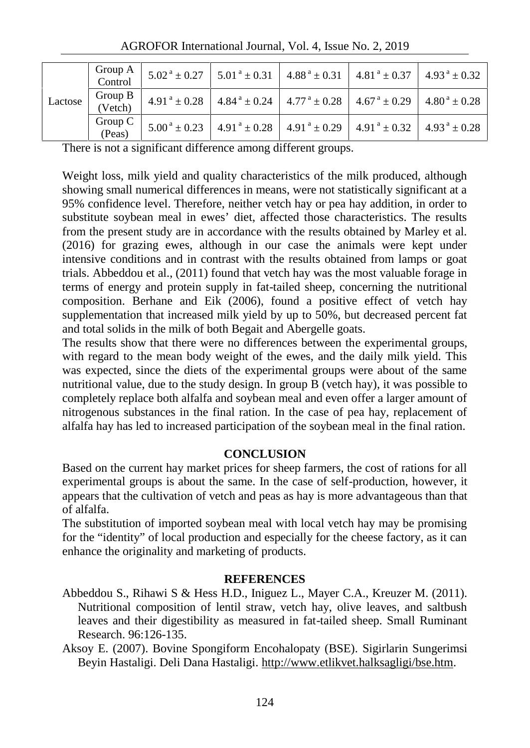| Lactose | Group A Control | $5.02^{a} \pm 0.27$ | $5.01^{a} \pm 0.31$ | $4.88^{a} \pm 0.31$ | $4.81^{a} \pm 0.37$ | $4.93^{a} \pm 0.32$ |
|---|---|---|---|---|---|---|
| | Group B (Vetch) | $4.91^{a} \pm 0.28$ | $4.84^{a} \pm 0.24$ | $4.77^{a} \pm 0.28$ | $4.67^{a} \pm 0.29$ | $4.80^{a} \pm 0.28$ |
| | Group C (Peas) | $5.00^{a} \pm 0.23$ | $4.91^{a} \pm 0.28$ | $4.91^{a} \pm 0.29$ | $4.91^{a} \pm 0.32$ | $4.93^{a} \pm 0.28$ |

There is not a significant difference among different groups.

Weight loss, milk yield and quality characteristics of the milk produced, although showing small numerical differences in means, were not statistically significant at a 95% confidence level. Therefore, neither vetch hay or pea hay addition, in order to substitute soybean meal in ewes' diet, affected those characteristics. The results from the present study are in accordance with the results obtained by Marley et al. (2016) for grazing ewes, although in our case the animals were kept under intensive conditions and in contrast with the results obtained from lamps or goat trials. Abbeddou et al., (2011) found that vetch hay was the most valuable forage in terms of energy and protein supply in fat-tailed sheep, concerning the nutritional composition. Berhane and Eik (2006), found a positive effect of vetch hay supplementation that increased milk yield by up to 50%, but decreased percent fat and total solids in the milk of both Begait and Abergelle goats.

The results show that there were no differences between the experimental groups, with regard to the mean body weight of the ewes, and the daily milk yield. This was expected, since the diets of the experimental groups were about of the same nutritional value, due to the study design. In group B (vetch hay), it was possible to completely replace both alfalfa and soybean meal and even offer a larger amount of nitrogenous substances in the final ration. In the case of pea hay, replacement of alfalfa hay has led to increased participation of the soybean meal in the final ration.

## CONCLUSION

Based on the current hay market prices for sheep farmers, the cost of rations for all experimental groups is about the same. In the case of self-production, however, it appears that the cultivation of vetch and peas as hay is more advantageous than that of alfalfa.

The substitution of imported soybean meal with local vetch hay may be promising for the "identity" of local production and especially for the cheese factory, as it can enhance the originality and marketing of products.

## REFERENCES

Abbeddou S., Rihawi S & Hess H.D., Iniguez L., Mayer C.A., Kreuzer M. (2011). Nutritional composition of lentil straw, vetch hay, olive leaves, and saltbush leaves and their digestibility as measured in fat-tailed sheep. Small Ruminant Research. 96:126-135.

Aksoy E. (2007). Bovine Spongiform Encohalopaty (BSE). Sigirlarin Sungerimsi Beyin Hastaligi. Deli Dana Hastaligi. http://www.etlikvet.halksagligi/bse.htm.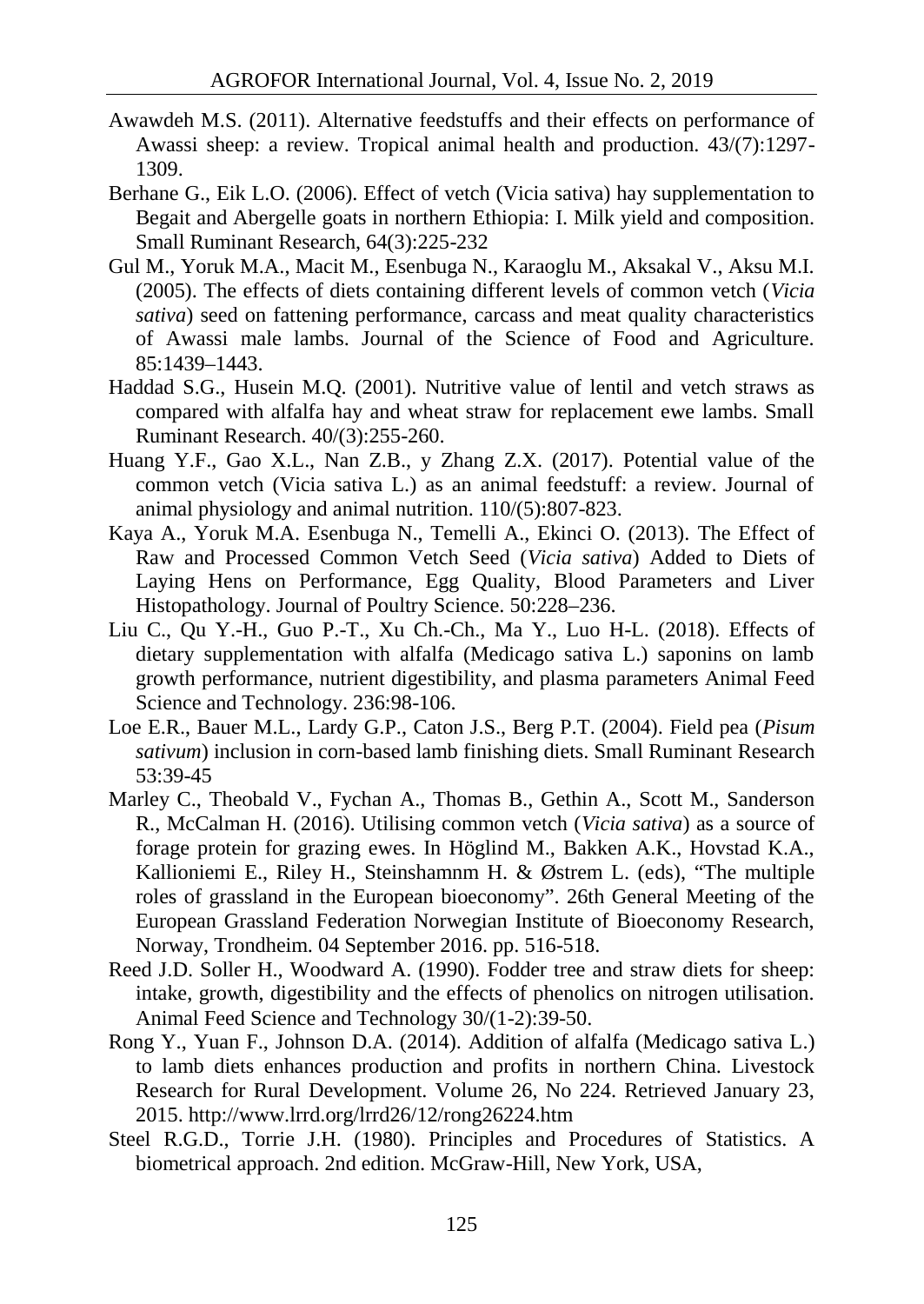Awawdeh M.S. (2011). Alternative feedstuffs and their effects on performance of Awassi sheep: a review. Tropical animal health and production. 43/(7):1297-1309.

Berhane G., Eik L.O. (2006). Effect of vetch (Vicia sativa) hay supplementation to Begait and Abergelle goats in northern Ethiopia: I. Milk yield and composition. Small Ruminant Research, 64(3):225-232

Gul M., Yoruk M.A., Macit M., Esenbuga N., Karaoglu M., Aksakal V., Aksu M.I. (2005). The effects of diets containing different levels of common vetch (*Vicia sativa*) seed on fattening performance, carcass and meat quality characteristics of Awassi male lambs. Journal of the Science of Food and Agriculture. 85:1439–1443.

Haddad S.G., Husein M.Q. (2001). Nutritive value of lentil and vetch straws as compared with alfalfa hay and wheat straw for replacement ewe lambs. Small Ruminant Research. 40/(3):255-260.

Huang Y.F., Gao X.L., Nan Z.B., y Zhang Z.X. (2017). Potential value of the common vetch (Vicia sativa L.) as an animal feedstuff: a review. Journal of animal physiology and animal nutrition. 110/(5):807-823.

Kaya A., Yoruk M.A. Esenbuga N., Temelli A., Ekinci O. (2013). The Effect of Raw and Processed Common Vetch Seed (*Vicia sativa*) Added to Diets of Laying Hens on Performance, Egg Quality, Blood Parameters and Liver Histopathology. Journal of Poultry Science. 50:228–236.

Liu C., Qu Y.-H., Guo P.-T., Xu Ch.-Ch., Ma Y., Luo H-L. (2018). Effects of dietary supplementation with alfalfa (Medicago sativa L.) saponins on lamb growth performance, nutrient digestibility, and plasma parameters Animal Feed Science and Technology. 236:98-106.

Loe E.R., Bauer M.L., Lardy G.P., Caton J.S., Berg P.T. (2004). Field pea (*Pisum sativum*) inclusion in corn-based lamb finishing diets. Small Ruminant Research 53:39-45

Marley C., Theobald V., Fychan A., Thomas B., Gethin A., Scott M., Sanderson R., McCalman H. (2016). Utilising common vetch (*Vicia sativa*) as a source of forage protein for grazing ewes. In Höglind M., Bakken A.K., Hovstad K.A., Kallioniemi E., Riley H., Steinshamnm H. & Østrem L. (eds), "The multiple roles of grassland in the European bioeconomy". 26th General Meeting of the European Grassland Federation Norwegian Institute of Bioeconomy Research, Norway, Trondheim. 04 September 2016. pp. 516-518.

Reed J.D. Soller H., Woodward A. (1990). Fodder tree and straw diets for sheep: intake, growth, digestibility and the effects of phenolics on nitrogen utilisation. Animal Feed Science and Technology 30/(1-2):39-50.

Rong Y., Yuan F., Johnson D.A. (2014). Addition of alfalfa (Medicago sativa L.) to lamb diets enhances production and profits in northern China. Livestock Research for Rural Development. Volume 26, No 224. Retrieved January 23, 2015. http://www.lrrd.org/lrrd26/12/rong26224.htm

Steel R.G.D., Torrie J.H. (1980). Principles and Procedures of Statistics. A biometrical approach. 2nd edition. McGraw-Hill, New York, USA,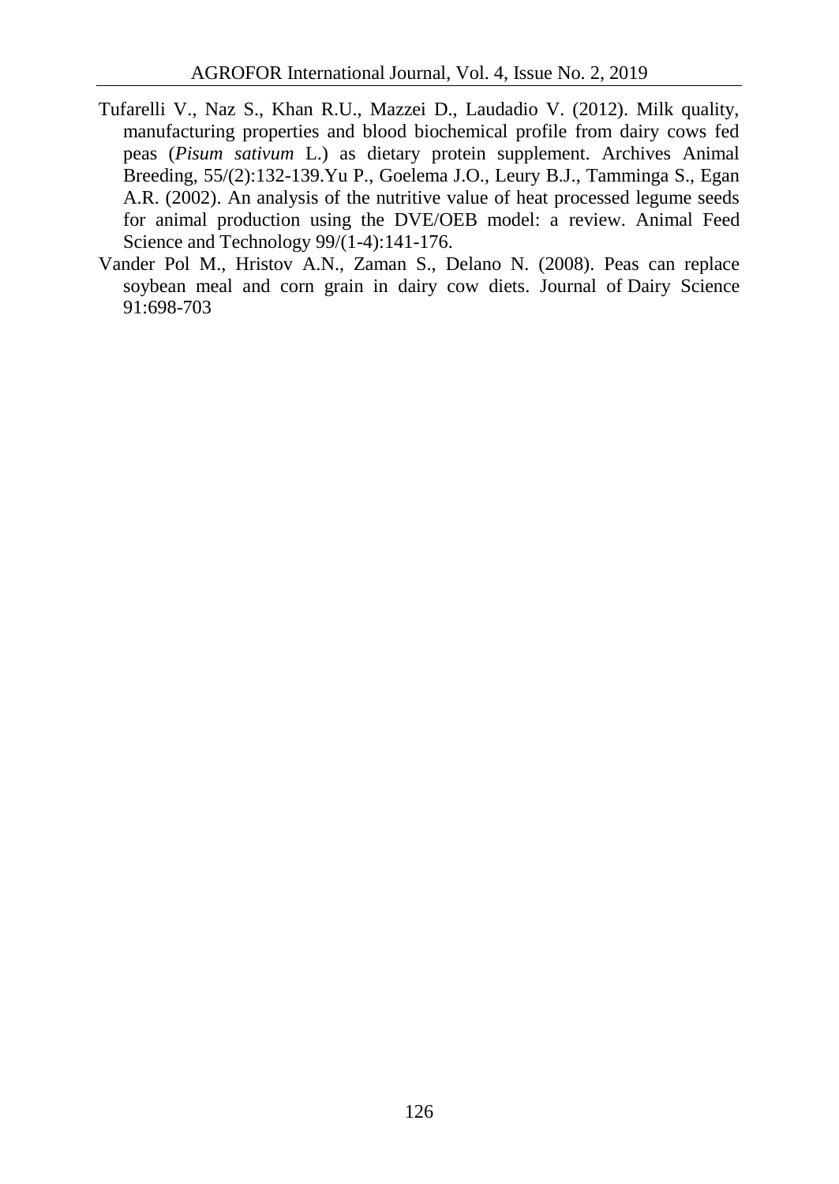Tufarelli V., Naz S., Khan R.U., Mazzei D., Laudadio V. (2012). Milk quality, manufacturing properties and blood biochemical profile from dairy cows fed peas (*Pisum sativum* L.) as dietary protein supplement. Archives Animal Breeding, 55/(2):132-139.Yu P., Goelema J.O., Leury B.J., Tamminga S., Egan A.R. (2002). An analysis of the nutritive value of heat processed legume seeds for animal production using the DVE/OEB model: a review. Animal Feed Science and Technology 99/(1-4):141-176.

Vander Pol M., Hristov A.N., Zaman S., Delano N. (2008). Peas can replace soybean meal and corn grain in dairy cow diets. Journal of Dairy Science 91:698-703